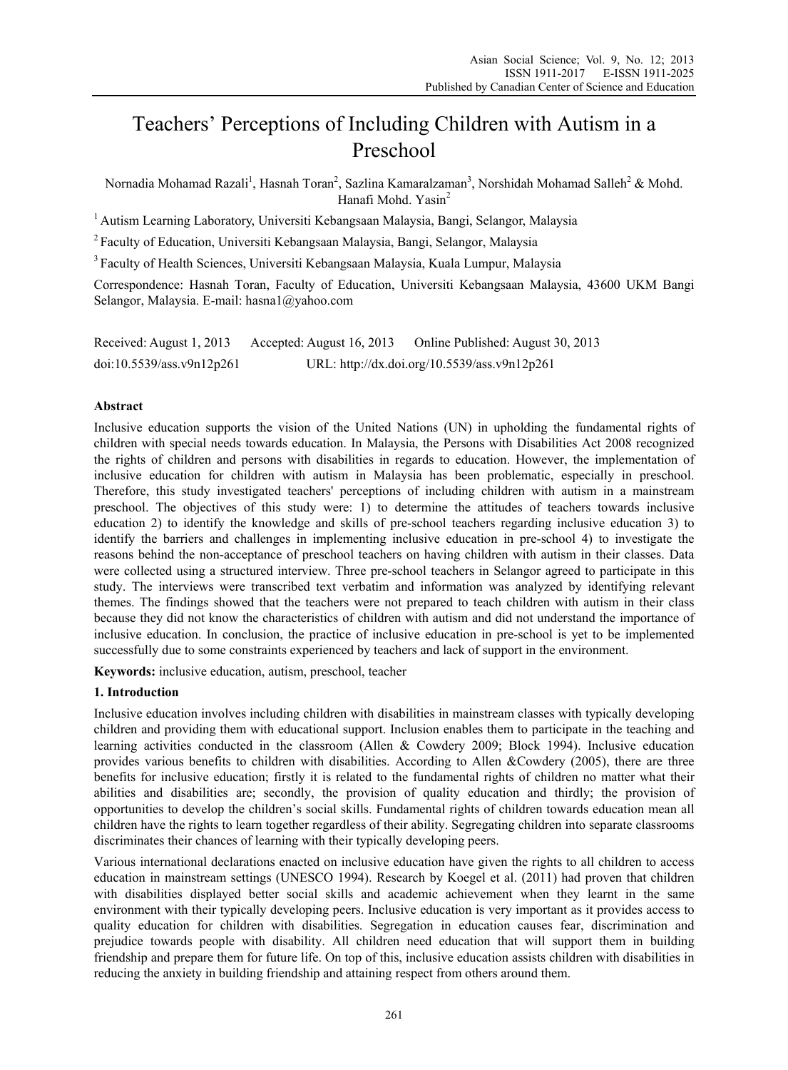# Teachers' Perceptions of Including Children with Autism in a Preschool

Nornadia Mohamad Razali[1], Hasnah Toran[2], Sazlina Kamaralzaman[3], Norshidah Mohamad Salleh[2] & Mohd. Hanafi Mohd. Yasin[2]

[1] Autism Learning Laboratory, Universiti Kebangsaan Malaysia, Bangi, Selangor, Malaysia

[2] Faculty of Education, Universiti Kebangsaan Malaysia, Bangi, Selangor, Malaysia

[3] Faculty of Health Sciences, Universiti Kebangsaan Malaysia, Kuala Lumpur, Malaysia

Correspondence: Hasnah Toran, Faculty of Education, Universiti Kebangsaan Malaysia, 43600 UKM Bangi Selangor, Malaysia. E-mail: hasna1@yahoo.com

Received: August 1, 2013 Accepted: August 16, 2013 Online Published: August 30, 2013

doi:10.5539/ass.v9n12p261 URL: http://dx.doi.org/10.5539/ass.v9n12p261

## Abstract

Inclusive education supports the vision of the United Nations (UN) in upholding the fundamental rights of children with special needs towards education. In Malaysia, the Persons with Disabilities Act 2008 recognized the rights of children and persons with disabilities in regards to education. However, the implementation of inclusive education for children with autism in Malaysia has been problematic, especially in preschool. Therefore, this study investigated teachers' perceptions of including children with autism in a mainstream preschool. The objectives of this study were: 1) to determine the attitudes of teachers towards inclusive education 2) to identify the knowledge and skills of pre-school teachers regarding inclusive education 3) to identify the barriers and challenges in implementing inclusive education in pre-school 4) to investigate the reasons behind the non-acceptance of preschool teachers on having children with autism in their classes. Data were collected using a structured interview. Three pre-school teachers in Selangor agreed to participate in this study. The interviews were transcribed text verbatim and information was analyzed by identifying relevant themes. The findings showed that the teachers were not prepared to teach children with autism in their class because they did not know the characteristics of children with autism and did not understand the importance of inclusive education. In conclusion, the practice of inclusive education in pre-school is yet to be implemented successfully due to some constraints experienced by teachers and lack of support in the environment.

**Keywords:** inclusive education, autism, preschool, teacher

## 1. Introduction

Inclusive education involves including children with disabilities in mainstream classes with typically developing children and providing them with educational support. Inclusion enables them to participate in the teaching and learning activities conducted in the classroom (Allen & Cowdery 2009; Block 1994). Inclusive education provides various benefits to children with disabilities. According to Allen &Cowdery (2005), there are three benefits for inclusive education; firstly it is related to the fundamental rights of children no matter what their abilities and disabilities are; secondly, the provision of quality education and thirdly; the provision of opportunities to develop the children's social skills. Fundamental rights of children towards education mean all children have the rights to learn together regardless of their ability. Segregating children into separate classrooms discriminates their chances of learning with their typically developing peers.

Various international declarations enacted on inclusive education have given the rights to all children to access education in mainstream settings (UNESCO 1994). Research by Koegel et al. (2011) had proven that children with disabilities displayed better social skills and academic achievement when they learnt in the same environment with their typically developing peers. Inclusive education is very important as it provides access to quality education for children with disabilities. Segregation in education causes fear, discrimination and prejudice towards people with disability. All children need education that will support them in building friendship and prepare them for future life. On top of this, inclusive education assists children with disabilities in reducing the anxiety in building friendship and attaining respect from others around them.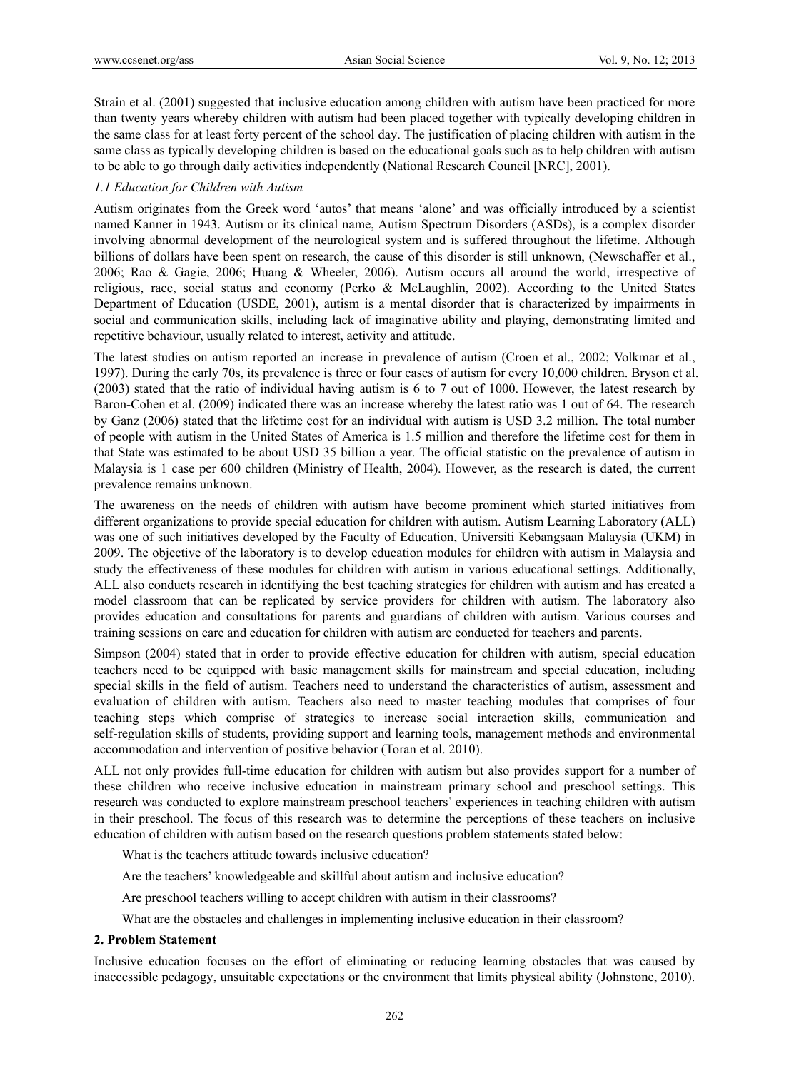Strain et al. (2001) suggested that inclusive education among children with autism have been practiced for more than twenty years whereby children with autism had been placed together with typically developing children in the same class for at least forty percent of the school day. The justification of placing children with autism in the same class as typically developing children is based on the educational goals such as to help children with autism to be able to go through daily activities independently (National Research Council [NRC], 2001).

### *1.1 Education for Children with Autism*

Autism originates from the Greek word 'autos' that means 'alone' and was officially introduced by a scientist named Kanner in 1943. Autism or its clinical name, Autism Spectrum Disorders (ASDs), is a complex disorder involving abnormal development of the neurological system and is suffered throughout the lifetime. Although billions of dollars have been spent on research, the cause of this disorder is still unknown, (Newschaffer et al., 2006; Rao & Gagie, 2006; Huang & Wheeler, 2006). Autism occurs all around the world, irrespective of religious, race, social status and economy (Perko & McLaughlin, 2002). According to the United States Department of Education (USDE, 2001), autism is a mental disorder that is characterized by impairments in social and communication skills, including lack of imaginative ability and playing, demonstrating limited and repetitive behaviour, usually related to interest, activity and attitude.

The latest studies on autism reported an increase in prevalence of autism (Croen et al., 2002; Volkmar et al., 1997). During the early 70s, its prevalence is three or four cases of autism for every 10,000 children. Bryson et al. (2003) stated that the ratio of individual having autism is 6 to 7 out of 1000. However, the latest research by Baron-Cohen et al. (2009) indicated there was an increase whereby the latest ratio was 1 out of 64. The research by Ganz (2006) stated that the lifetime cost for an individual with autism is USD 3.2 million. The total number of people with autism in the United States of America is 1.5 million and therefore the lifetime cost for them in that State was estimated to be about USD 35 billion a year. The official statistic on the prevalence of autism in Malaysia is 1 case per 600 children (Ministry of Health, 2004). However, as the research is dated, the current prevalence remains unknown.

The awareness on the needs of children with autism have become prominent which started initiatives from different organizations to provide special education for children with autism. Autism Learning Laboratory (ALL) was one of such initiatives developed by the Faculty of Education, Universiti Kebangsaan Malaysia (UKM) in 2009. The objective of the laboratory is to develop education modules for children with autism in Malaysia and study the effectiveness of these modules for children with autism in various educational settings. Additionally, ALL also conducts research in identifying the best teaching strategies for children with autism and has created a model classroom that can be replicated by service providers for children with autism. The laboratory also provides education and consultations for parents and guardians of children with autism. Various courses and training sessions on care and education for children with autism are conducted for teachers and parents.

Simpson (2004) stated that in order to provide effective education for children with autism, special education teachers need to be equipped with basic management skills for mainstream and special education, including special skills in the field of autism. Teachers need to understand the characteristics of autism, assessment and evaluation of children with autism. Teachers also need to master teaching modules that comprises of four teaching steps which comprise of strategies to increase social interaction skills, communication and self-regulation skills of students, providing support and learning tools, management methods and environmental accommodation and intervention of positive behavior (Toran et al. 2010).

ALL not only provides full-time education for children with autism but also provides support for a number of these children who receive inclusive education in mainstream primary school and preschool settings. This research was conducted to explore mainstream preschool teachers' experiences in teaching children with autism in their preschool. The focus of this research was to determine the perceptions of these teachers on inclusive education of children with autism based on the research questions problem statements stated below:

What is the teachers attitude towards inclusive education?

Are the teachers' knowledgeable and skillful about autism and inclusive education?

Are preschool teachers willing to accept children with autism in their classrooms?

What are the obstacles and challenges in implementing inclusive education in their classroom?

## 2. Problem Statement

Inclusive education focuses on the effort of eliminating or reducing learning obstacles that was caused by inaccessible pedagogy, unsuitable expectations or the environment that limits physical ability (Johnstone, 2010).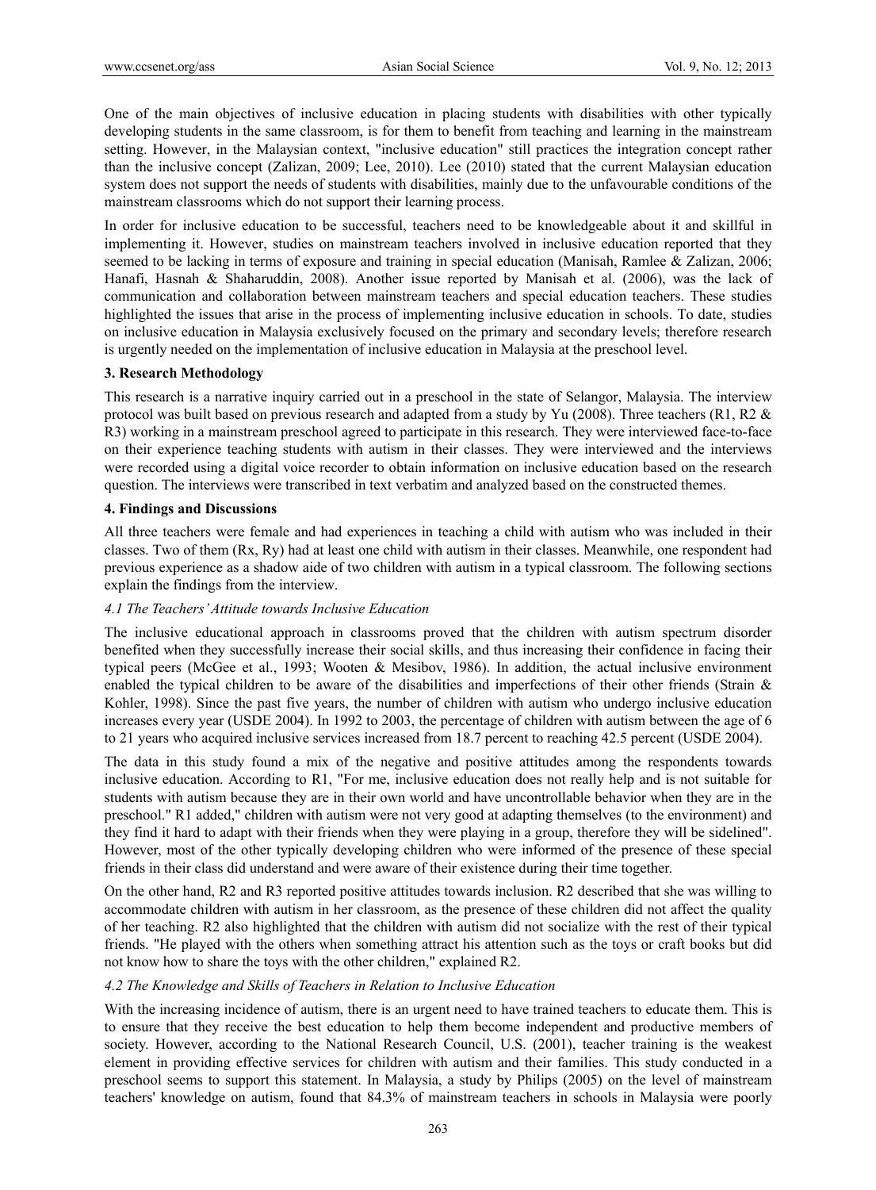One of the main objectives of inclusive education in placing students with disabilities with other typically developing students in the same classroom, is for them to benefit from teaching and learning in the mainstream setting. However, in the Malaysian context, "inclusive education" still practices the integration concept rather than the inclusive concept (Zalizan, 2009; Lee, 2010). Lee (2010) stated that the current Malaysian education system does not support the needs of students with disabilities, mainly due to the unfavourable conditions of the mainstream classrooms which do not support their learning process.

In order for inclusive education to be successful, teachers need to be knowledgeable about it and skillful in implementing it. However, studies on mainstream teachers involved in inclusive education reported that they seemed to be lacking in terms of exposure and training in special education (Manisah, Ramlee & Zalizan, 2006; Hanafi, Hasnah & Shaharuddin, 2008). Another issue reported by Manisah et al. (2006), was the lack of communication and collaboration between mainstream teachers and special education teachers. These studies highlighted the issues that arise in the process of implementing inclusive education in schools. To date, studies on inclusive education in Malaysia exclusively focused on the primary and secondary levels; therefore research is urgently needed on the implementation of inclusive education in Malaysia at the preschool level.

## 3. Research Methodology

This research is a narrative inquiry carried out in a preschool in the state of Selangor, Malaysia. The interview protocol was built based on previous research and adapted from a study by Yu (2008). Three teachers (R1, R2 & R3) working in a mainstream preschool agreed to participate in this research. They were interviewed face-to-face on their experience teaching students with autism in their classes. They were interviewed and the interviews were recorded using a digital voice recorder to obtain information on inclusive education based on the research question. The interviews were transcribed in text verbatim and analyzed based on the constructed themes.

## 4. Findings and Discussions

All three teachers were female and had experiences in teaching a child with autism who was included in their classes. Two of them (Rx, Ry) had at least one child with autism in their classes. Meanwhile, one respondent had previous experience as a shadow aide of two children with autism in a typical classroom. The following sections explain the findings from the interview.

### *4.1 The Teachers' Attitude towards Inclusive Education*

The inclusive educational approach in classrooms proved that the children with autism spectrum disorder benefited when they successfully increase their social skills, and thus increasing their confidence in facing their typical peers (McGee et al., 1993; Wooten & Mesibov, 1986). In addition, the actual inclusive environment enabled the typical children to be aware of the disabilities and imperfections of their other friends (Strain & Kohler, 1998). Since the past five years, the number of children with autism who undergo inclusive education increases every year (USDE 2004). In 1992 to 2003, the percentage of children with autism between the age of 6 to 21 years who acquired inclusive services increased from 18.7 percent to reaching 42.5 percent (USDE 2004).

The data in this study found a mix of the negative and positive attitudes among the respondents towards inclusive education. According to R1, "For me, inclusive education does not really help and is not suitable for students with autism because they are in their own world and have uncontrollable behavior when they are in the preschool." R1 added," children with autism were not very good at adapting themselves (to the environment) and they find it hard to adapt with their friends when they were playing in a group, therefore they will be sidelined". However, most of the other typically developing children who were informed of the presence of these special friends in their class did understand and were aware of their existence during their time together.

On the other hand, R2 and R3 reported positive attitudes towards inclusion. R2 described that she was willing to accommodate children with autism in her classroom, as the presence of these children did not affect the quality of her teaching. R2 also highlighted that the children with autism did not socialize with the rest of their typical friends. "He played with the others when something attract his attention such as the toys or craft books but did not know how to share the toys with the other children," explained R2.

### *4.2 The Knowledge and Skills of Teachers in Relation to Inclusive Education*

With the increasing incidence of autism, there is an urgent need to have trained teachers to educate them. This is to ensure that they receive the best education to help them become independent and productive members of society. However, according to the National Research Council, U.S. (2001), teacher training is the weakest element in providing effective services for children with autism and their families. This study conducted in a preschool seems to support this statement. In Malaysia, a study by Philips (2005) on the level of mainstream teachers' knowledge on autism, found that 84.3% of mainstream teachers in schools in Malaysia were poorly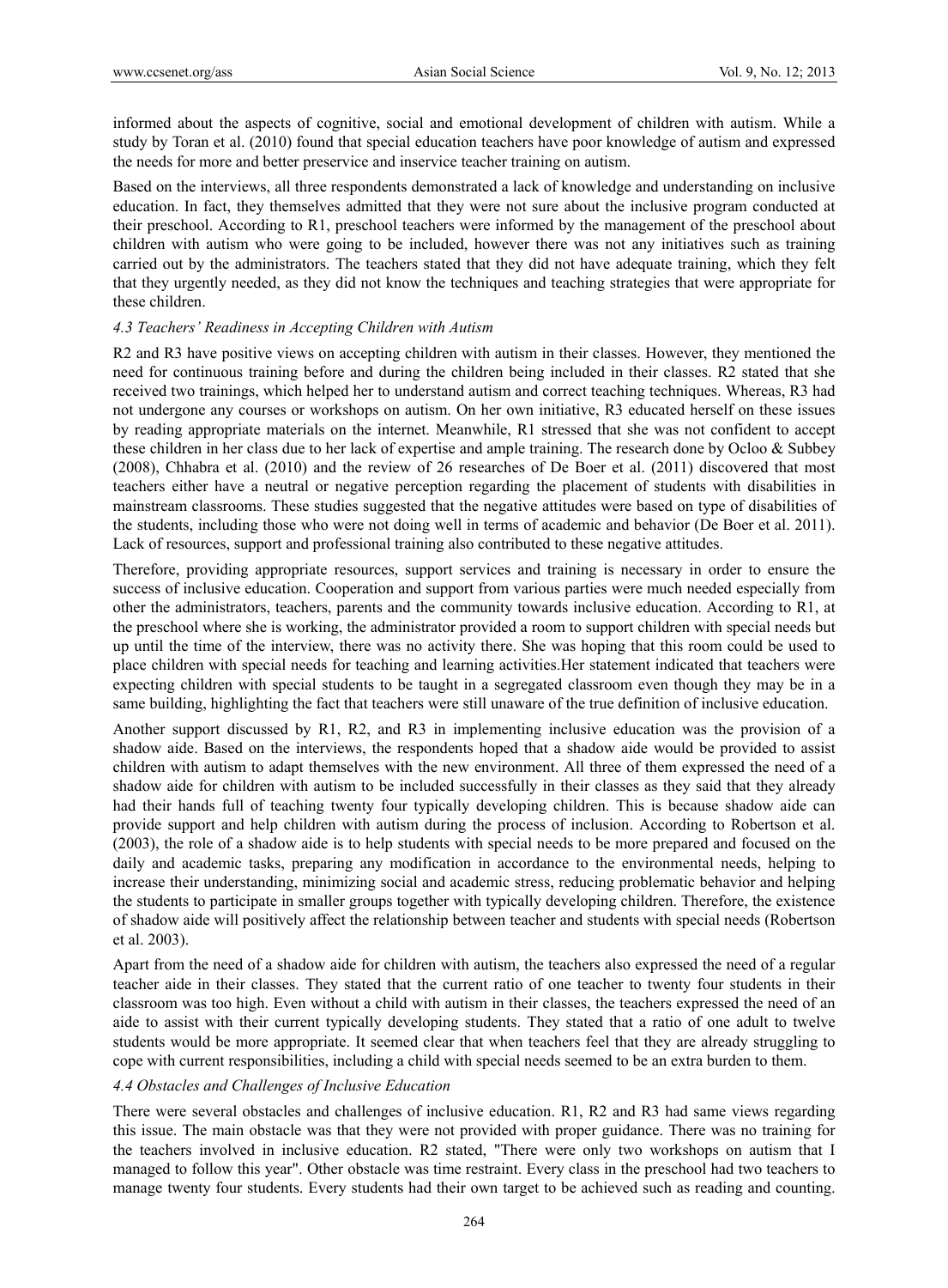informed about the aspects of cognitive, social and emotional development of children with autism. While a study by Toran et al. (2010) found that special education teachers have poor knowledge of autism and expressed the needs for more and better preservice and inservice teacher training on autism.

Based on the interviews, all three respondents demonstrated a lack of knowledge and understanding on inclusive education. In fact, they themselves admitted that they were not sure about the inclusive program conducted at their preschool. According to R1, preschool teachers were informed by the management of the preschool about children with autism who were going to be included, however there was not any initiatives such as training carried out by the administrators. The teachers stated that they did not have adequate training, which they felt that they urgently needed, as they did not know the techniques and teaching strategies that were appropriate for these children.

### *4.3 Teachers' Readiness in Accepting Children with Autism*

R2 and R3 have positive views on accepting children with autism in their classes. However, they mentioned the need for continuous training before and during the children being included in their classes. R2 stated that she received two trainings, which helped her to understand autism and correct teaching techniques. Whereas, R3 had not undergone any courses or workshops on autism. On her own initiative, R3 educated herself on these issues by reading appropriate materials on the internet. Meanwhile, R1 stressed that she was not confident to accept these children in her class due to her lack of expertise and ample training. The research done by Ocloo & Subbey (2008), Chhabra et al. (2010) and the review of 26 researches of De Boer et al. (2011) discovered that most teachers either have a neutral or negative perception regarding the placement of students with disabilities in mainstream classrooms. These studies suggested that the negative attitudes were based on type of disabilities of the students, including those who were not doing well in terms of academic and behavior (De Boer et al. 2011). Lack of resources, support and professional training also contributed to these negative attitudes.

Therefore, providing appropriate resources, support services and training is necessary in order to ensure the success of inclusive education. Cooperation and support from various parties were much needed especially from other the administrators, teachers, parents and the community towards inclusive education. According to R1, at the preschool where she is working, the administrator provided a room to support children with special needs but up until the time of the interview, there was no activity there. She was hoping that this room could be used to place children with special needs for teaching and learning activities.Her statement indicated that teachers were expecting children with special students to be taught in a segregated classroom even though they may be in a same building, highlighting the fact that teachers were still unaware of the true definition of inclusive education.

Another support discussed by R1, R2, and R3 in implementing inclusive education was the provision of a shadow aide. Based on the interviews, the respondents hoped that a shadow aide would be provided to assist children with autism to adapt themselves with the new environment. All three of them expressed the need of a shadow aide for children with autism to be included successfully in their classes as they said that they already had their hands full of teaching twenty four typically developing children. This is because shadow aide can provide support and help children with autism during the process of inclusion. According to Robertson et al. (2003), the role of a shadow aide is to help students with special needs to be more prepared and focused on the daily and academic tasks, preparing any modification in accordance to the environmental needs, helping to increase their understanding, minimizing social and academic stress, reducing problematic behavior and helping the students to participate in smaller groups together with typically developing children. Therefore, the existence of shadow aide will positively affect the relationship between teacher and students with special needs (Robertson et al. 2003).

Apart from the need of a shadow aide for children with autism, the teachers also expressed the need of a regular teacher aide in their classes. They stated that the current ratio of one teacher to twenty four students in their classroom was too high. Even without a child with autism in their classes, the teachers expressed the need of an aide to assist with their current typically developing students. They stated that a ratio of one adult to twelve students would be more appropriate. It seemed clear that when teachers feel that they are already struggling to cope with current responsibilities, including a child with special needs seemed to be an extra burden to them.

### *4.4 Obstacles and Challenges of Inclusive Education*

There were several obstacles and challenges of inclusive education. R1, R2 and R3 had same views regarding this issue. The main obstacle was that they were not provided with proper guidance. There was no training for the teachers involved in inclusive education. R2 stated, "There were only two workshops on autism that I managed to follow this year". Other obstacle was time restraint. Every class in the preschool had two teachers to manage twenty four students. Every students had their own target to be achieved such as reading and counting.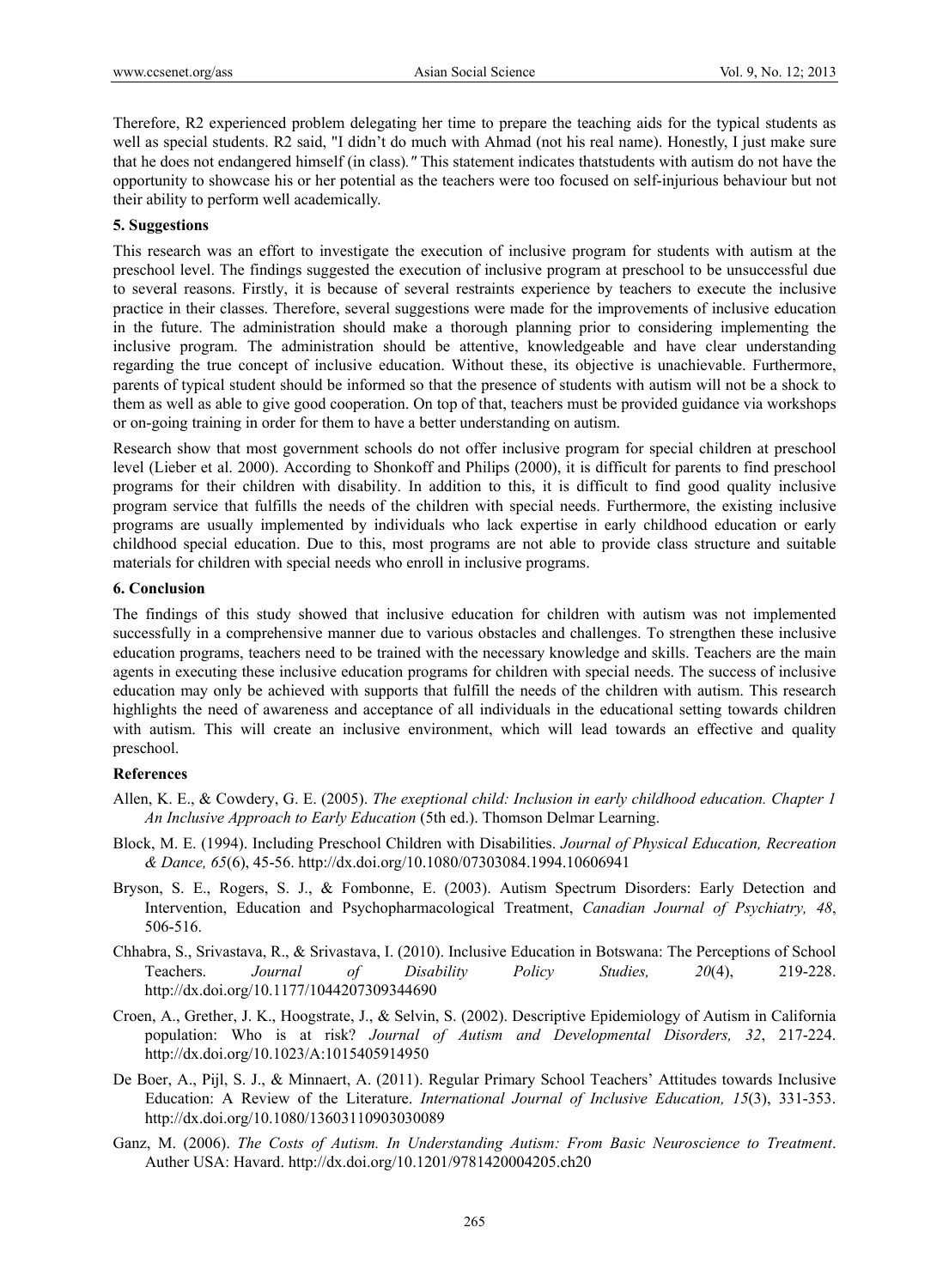Therefore, R2 experienced problem delegating her time to prepare the teaching aids for the typical students as well as special students. R2 said, "I didn't do much with Ahmad (not his real name). Honestly, I just make sure that he does not endangered himself (in class)*."* This statement indicates thatstudents with autism do not have the opportunity to showcase his or her potential as the teachers were too focused on self-injurious behaviour but not their ability to perform well academically.

### 5. Suggestions

This research was an effort to investigate the execution of inclusive program for students with autism at the preschool level. The findings suggested the execution of inclusive program at preschool to be unsuccessful due to several reasons. Firstly, it is because of several restraints experience by teachers to execute the inclusive practice in their classes. Therefore, several suggestions were made for the improvements of inclusive education in the future. The administration should make a thorough planning prior to considering implementing the inclusive program. The administration should be attentive, knowledgeable and have clear understanding regarding the true concept of inclusive education. Without these, its objective is unachievable. Furthermore, parents of typical student should be informed so that the presence of students with autism will not be a shock to them as well as able to give good cooperation. On top of that, teachers must be provided guidance via workshops or on-going training in order for them to have a better understanding on autism.

Research show that most government schools do not offer inclusive program for special children at preschool level (Lieber et al. 2000). According to Shonkoff and Philips (2000), it is difficult for parents to find preschool programs for their children with disability. In addition to this, it is difficult to find good quality inclusive program service that fulfills the needs of the children with special needs. Furthermore, the existing inclusive programs are usually implemented by individuals who lack expertise in early childhood education or early childhood special education. Due to this, most programs are not able to provide class structure and suitable materials for children with special needs who enroll in inclusive programs.

### 6. Conclusion

The findings of this study showed that inclusive education for children with autism was not implemented successfully in a comprehensive manner due to various obstacles and challenges. To strengthen these inclusive education programs, teachers need to be trained with the necessary knowledge and skills. Teachers are the main agents in executing these inclusive education programs for children with special needs. The success of inclusive education may only be achieved with supports that fulfill the needs of the children with autism. This research highlights the need of awareness and acceptance of all individuals in the educational setting towards children with autism. This will create an inclusive environment, which will lead towards an effective and quality preschool.

### References

Allen, K. E., & Cowdery, G. E. (2005). *The exeptional child: Inclusion in early childhood education. Chapter 1 An Inclusive Approach to Early Education* (5th ed.). Thomson Delmar Learning.

Block, M. E. (1994). Including Preschool Children with Disabilities. *Journal of Physical Education, Recreation & Dance, 65*(6), 45-56. http://dx.doi.org/10.1080/07303084.1994.10606941

Bryson, S. E., Rogers, S. J., & Fombonne, E. (2003). Autism Spectrum Disorders: Early Detection and Intervention, Education and Psychopharmacological Treatment, *Canadian Journal of Psychiatry, 48*, 506-516.

Chhabra, S., Srivastava, R., & Srivastava, I. (2010). Inclusive Education in Botswana: The Perceptions of School Teachers. *Journal of Disability Policy Studies, 20*(4), 219-228. http://dx.doi.org/10.1177/1044207309344690

Croen, A., Grether, J. K., Hoogstrate, J., & Selvin, S. (2002). Descriptive Epidemiology of Autism in California population: Who is at risk? *Journal of Autism and Developmental Disorders, 32*, 217-224. http://dx.doi.org/10.1023/A:1015405914950

De Boer, A., Pijl, S. J., & Minnaert, A. (2011). Regular Primary School Teachers' Attitudes towards Inclusive Education: A Review of the Literature. *International Journal of Inclusive Education, 15*(3), 331-353. http://dx.doi.org/10.1080/13603110903030089

Ganz, M. (2006). *The Costs of Autism. In Understanding Autism: From Basic Neuroscience to Treatment*. Auther USA: Havard. http://dx.doi.org/10.1201/9781420004205.ch20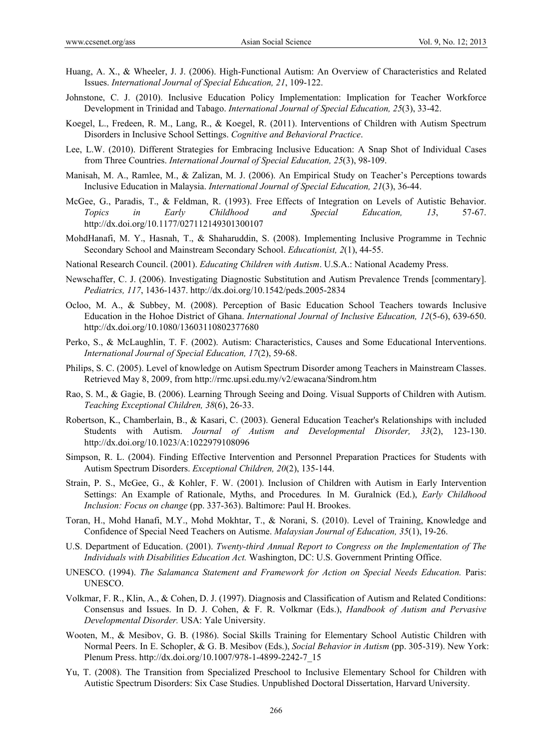Huang, A. X., & Wheeler, J. J. (2006). High-Functional Autism: An Overview of Characteristics and Related Issues. *International Journal of Special Education, 21*, 109-122.

Johnstone, C. J. (2010). Inclusive Education Policy Implementation: Implication for Teacher Workforce Development in Trinidad and Tabago. *International Journal of Special Education, 25*(3), 33-42.

Koegel, L., Fredeen, R. M., Lang, R., & Koegel, R. (2011). Interventions of Children with Autism Spectrum Disorders in Inclusive School Settings. *Cognitive and Behavioral Practice*.

Lee, L.W. (2010). Different Strategies for Embracing Inclusive Education: A Snap Shot of Individual Cases from Three Countries. *International Journal of Special Education, 25*(3), 98-109.

Manisah, M. A., Ramlee, M., & Zalizan, M. J. (2006). An Empirical Study on Teacher's Perceptions towards Inclusive Education in Malaysia. *International Journal of Special Education, 21*(3), 36-44.

McGee, G., Paradis, T., & Feldman, R. (1993). Free Effects of Integration on Levels of Autistic Behavior. *Topics in Early Childhood and Special Education, 13*, 57-67. http://dx.doi.org/10.1177/027112149301300107

MohdHanafi, M. Y., Hasnah, T., & Shaharuddin, S. (2008). Implementing Inclusive Programme in Technic Secondary School and Mainstream Secondary School. *Educationist, 2*(1), 44-55.

National Research Council. (2001). *Educating Children with Autism*. U.S.A.: National Academy Press.

Newschaffer, C. J. (2006). Investigating Diagnostic Substitution and Autism Prevalence Trends [commentary]. *Pediatrics, 117*, 1436-1437. http://dx.doi.org/10.1542/peds.2005-2834

Ocloo, M. A., & Subbey, M. (2008). Perception of Basic Education School Teachers towards Inclusive Education in the Hohoe District of Ghana. *International Journal of Inclusive Education, 12*(5-6), 639-650. http://dx.doi.org/10.1080/13603110802377680

Perko, S., & McLaughlin, T. F. (2002). Autism: Characteristics, Causes and Some Educational Interventions. *International Journal of Special Education, 17*(2), 59-68.

Philips, S. C. (2005). Level of knowledge on Autism Spectrum Disorder among Teachers in Mainstream Classes. Retrieved May 8, 2009, from http://rmc.upsi.edu.my/v2/ewacana/Sindrom.htm

Rao, S. M., & Gagie, B. (2006). Learning Through Seeing and Doing. Visual Supports of Children with Autism. *Teaching Exceptional Children, 38*(6), 26-33.

Robertson, K., Chamberlain, B., & Kasari, C. (2003). General Education Teacher's Relationships with included Students with Autism. *Journal of Autism and Developmental Disorder, 33*(2), 123-130. http://dx.doi.org/10.1023/A:1022979108096

Simpson, R. L. (2004). Finding Effective Intervention and Personnel Preparation Practices for Students with Autism Spectrum Disorders. *Exceptional Children, 20*(2), 135-144.

Strain, P. S., McGee, G., & Kohler, F. W. (2001). Inclusion of Children with Autism in Early Intervention Settings: An Example of Rationale, Myths, and Procedures*.* In M. Guralnick (Ed.), *Early Childhood Inclusion: Focus on change* (pp. 337-363). Baltimore: Paul H. Brookes.

Toran, H., Mohd Hanafi, M.Y., Mohd Mokhtar, T., & Norani, S. (2010). Level of Training, Knowledge and Confidence of Special Need Teachers on Autisme. *Malaysian Journal of Education, 35*(1), 19-26.

U.S. Department of Education. (2001). *Twenty-third Annual Report to Congress on the Implementation of The Individuals with Disabilities Education Act.* Washington, DC: U.S. Government Printing Office.

UNESCO. (1994). *The Salamanca Statement and Framework for Action on Special Needs Education.* Paris: UNESCO.

Volkmar, F. R., Klin, A., & Cohen, D. J. (1997). Diagnosis and Classification of Autism and Related Conditions: Consensus and Issues. In D. J. Cohen, & F. R. Volkmar (Eds.), *Handbook of Autism and Pervasive Developmental Disorder.* USA: Yale University.

Wooten, M., & Mesibov, G. B. (1986). Social Skills Training for Elementary School Autistic Children with Normal Peers. In E. Schopler, & G. B. Mesibov (Eds.), *Social Behavior in Autism* (pp. 305-319). New York: Plenum Press. http://dx.doi.org/10.1007/978-1-4899-2242-7_15

Yu, T. (2008). The Transition from Specialized Preschool to Inclusive Elementary School for Children with Autistic Spectrum Disorders: Six Case Studies. Unpublished Doctoral Dissertation, Harvard University.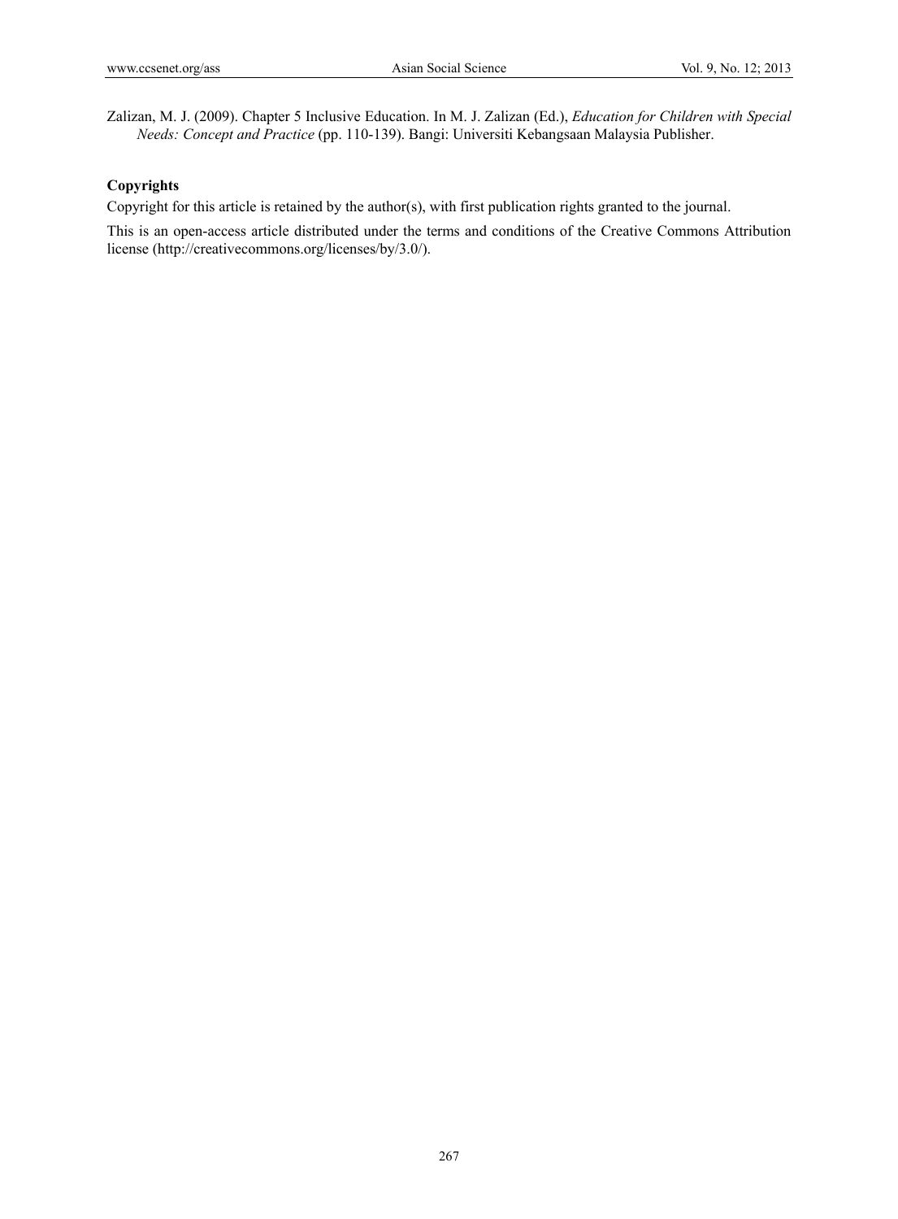Zalizan, M. J. (2009). Chapter 5 Inclusive Education. In M. J. Zalizan (Ed.), *Education for Children with Special Needs: Concept and Practice* (pp. 110-139). Bangi: Universiti Kebangsaan Malaysia Publisher.

**Copyrights**

Copyright for this article is retained by the author(s), with first publication rights granted to the journal.

This is an open-access article distributed under the terms and conditions of the Creative Commons Attribution license (http://creativecommons.org/licenses/by/3.0/).